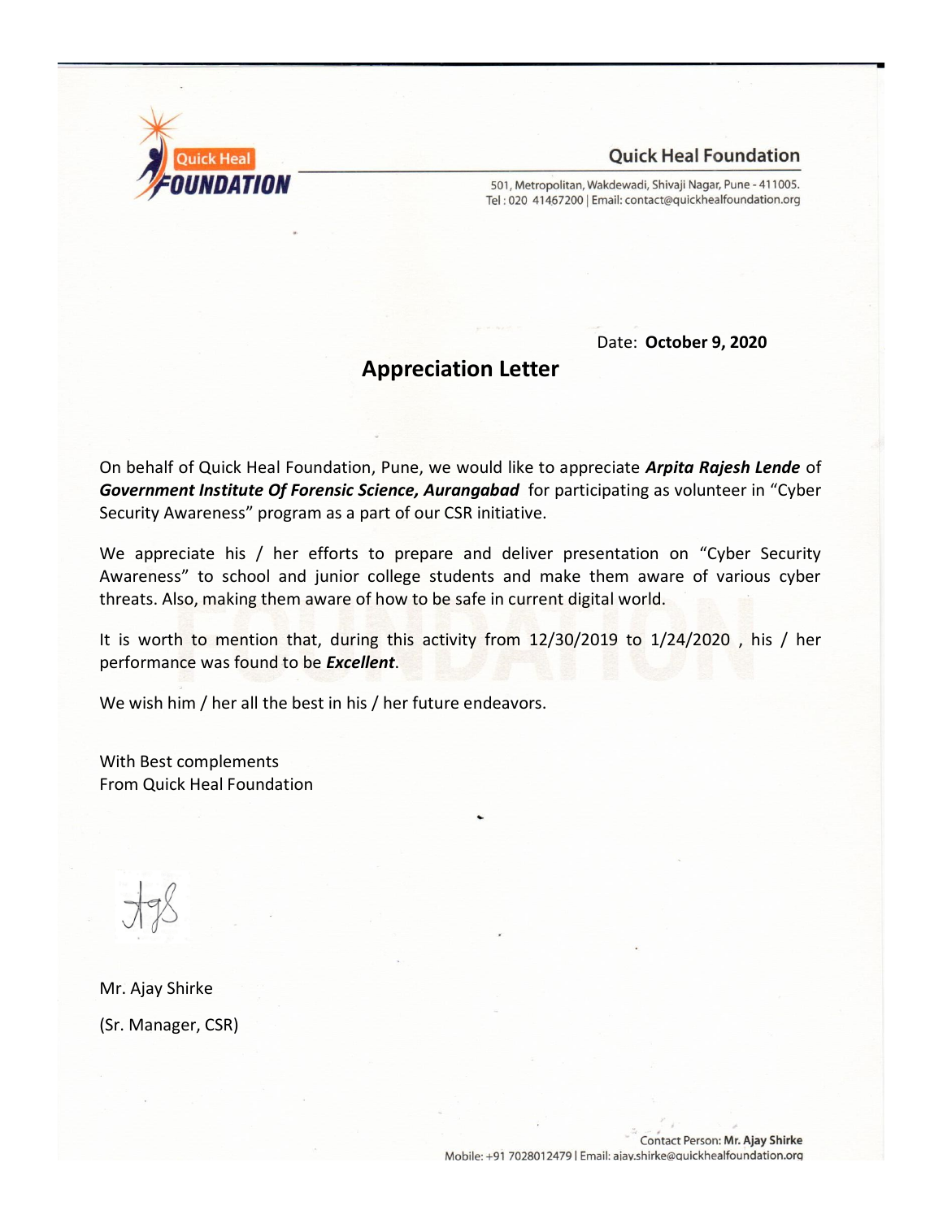Quick Heal Foundation

501, Metropolitan, Wakdewadi, Shivaji Nagar, Pune - 411005.
Tel : 020 41467200 | Email: contact@quickhealfoundation.org

Date: **October 9, 2020**

## Appreciation Letter

On behalf of Quick Heal Foundation, Pune, we would like to appreciate ***Arpita Rajesh Lende*** of ***Government Institute Of Forensic Science, Aurangabad*** for participating as volunteer in "Cyber Security Awareness" program as a part of our CSR initiative.

We appreciate his / her efforts to prepare and deliver presentation on "Cyber Security Awareness" to school and junior college students and make them aware of various cyber threats. Also, making them aware of how to be safe in current digital world.

It is worth to mention that, during this activity from 12/30/2019 to 1/24/2020 , his / her performance was found to be ***Excellent***.

We wish him / her all the best in his / her future endeavors.

With Best complements
From Quick Heal Foundation

Mr. Ajay Shirke

(Sr. Manager, CSR)

Contact Person: **Mr. Ajay Shirke**
Mobile: +91 7028012479 | Email: ajay.shirke@quickhealfoundation.org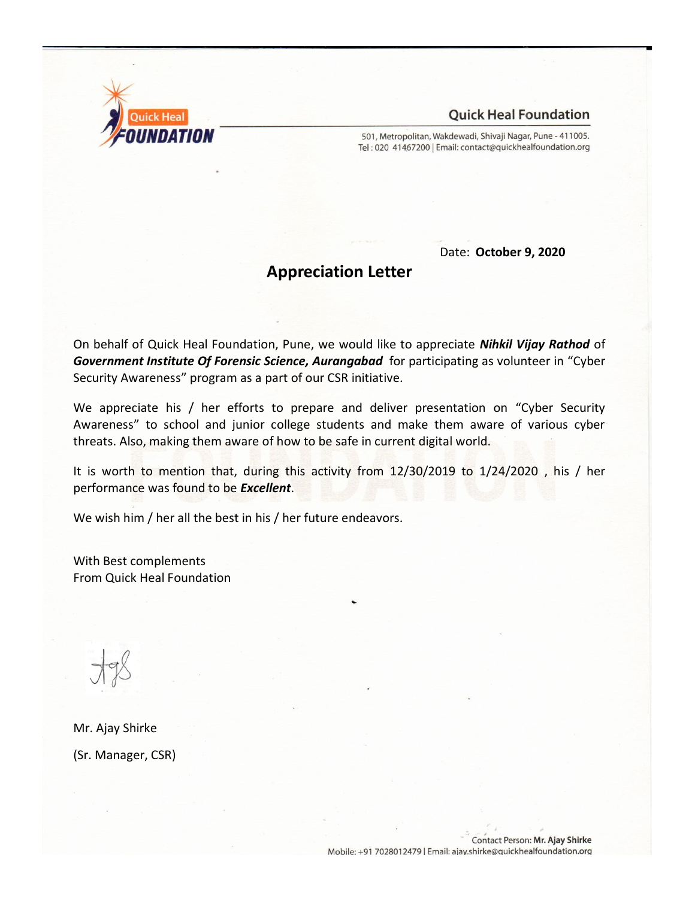**Quick Heal Foundation**

501, Metropolitan, Wakdewadi, Shivaji Nagar, Pune - 411005.
Tel : 020 41467200 | Email: contact@quickhealfoundation.org

Date: **October 9, 2020**

## Appreciation Letter

On behalf of Quick Heal Foundation, Pune, we would like to appreciate ***Nihkil Vijay Rathod*** of ***Government Institute Of Forensic Science, Aurangabad*** for participating as volunteer in "Cyber Security Awareness" program as a part of our CSR initiative.

We appreciate his / her efforts to prepare and deliver presentation on "Cyber Security Awareness" to school and junior college students and make them aware of various cyber threats. Also, making them aware of how to be safe in current digital world.

It is worth to mention that, during this activity from 12/30/2019 to 1/24/2020 , his / her performance was found to be ***Excellent***.

We wish him / her all the best in his / her future endeavors.

With Best complements
From Quick Heal Foundation

Mr. Ajay Shirke

(Sr. Manager, CSR)

Contact Person: **Mr. Ajay Shirke**
Mobile: +91 7028012479 | Email: ajay.shirke@quickhealfoundation.org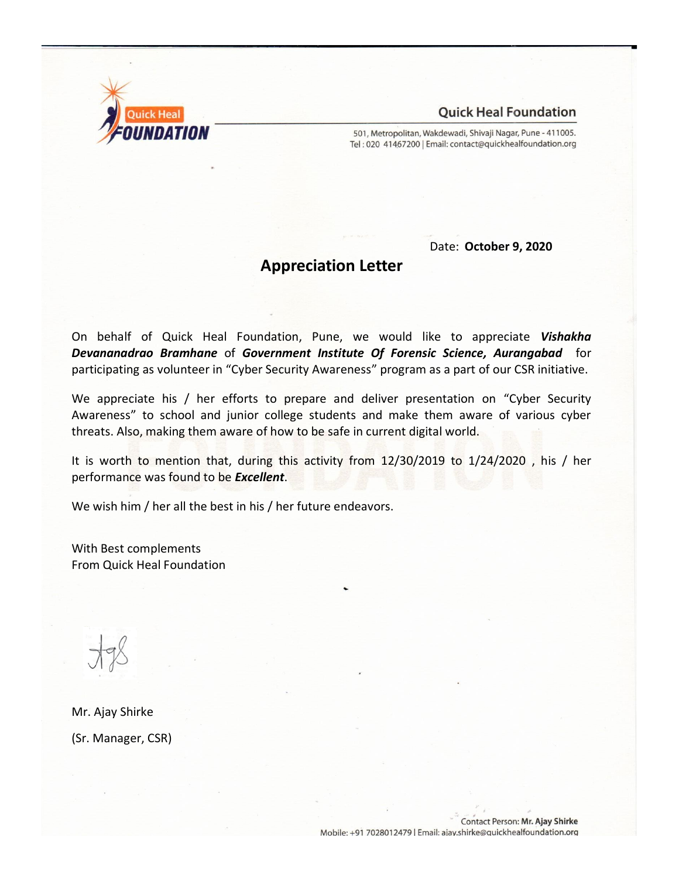Quick Heal Foundation

501, Metropolitan, Wakdewadi, Shivaji Nagar, Pune - 411005.
Tel : 020 41467200 | Email: contact@quickhealfoundation.org

Date: **October 9, 2020**

## Appreciation Letter

On behalf of Quick Heal Foundation, Pune, we would like to appreciate ***Vishakha Devananadrao Bramhane*** of ***Government Institute Of Forensic Science, Aurangabad*** for participating as volunteer in "Cyber Security Awareness" program as a part of our CSR initiative.

We appreciate his / her efforts to prepare and deliver presentation on "Cyber Security Awareness" to school and junior college students and make them aware of various cyber threats. Also, making them aware of how to be safe in current digital world.

It is worth to mention that, during this activity from 12/30/2019 to 1/24/2020 , his / her performance was found to be ***Excellent***.

We wish him / her all the best in his / her future endeavors.

With Best complements
From Quick Heal Foundation

Mr. Ajay Shirke

(Sr. Manager, CSR)

Contact Person: **Mr. Ajay Shirke**
Mobile: +91 7028012479 | Email: ajay.shirke@quickhealfoundation.org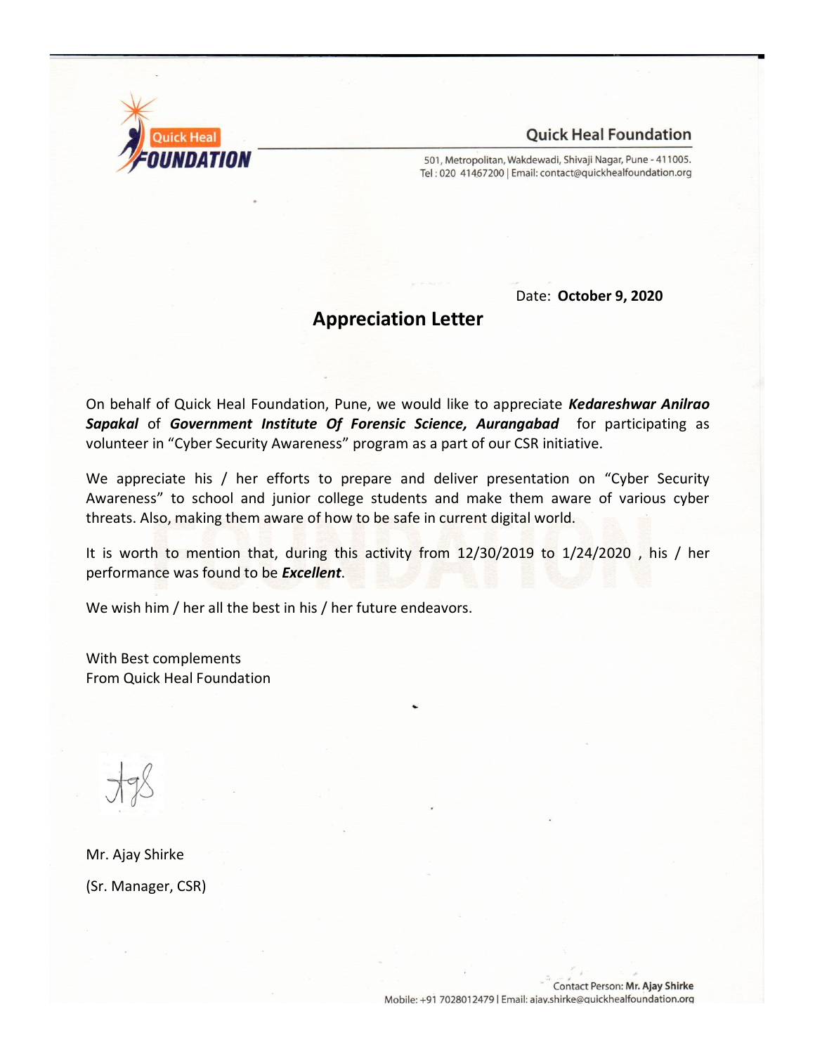Quick Heal Foundation

501, Metropolitan, Wakdewadi, Shivaji Nagar, Pune - 411005.
Tel : 020 41467200 | Email: contact@quickhealfoundation.org

Date: **October 9, 2020**

## Appreciation Letter

On behalf of Quick Heal Foundation, Pune, we would like to appreciate ***Kedareshwar Anilrao Sapakal*** of ***Government Institute Of Forensic Science, Aurangabad*** for participating as volunteer in "Cyber Security Awareness" program as a part of our CSR initiative.

We appreciate his / her efforts to prepare and deliver presentation on "Cyber Security Awareness" to school and junior college students and make them aware of various cyber threats. Also, making them aware of how to be safe in current digital world.

It is worth to mention that, during this activity from 12/30/2019 to 1/24/2020 , his / her performance was found to be ***Excellent***.

We wish him / her all the best in his / her future endeavors.

With Best complements
From Quick Heal Foundation

Mr. Ajay Shirke

(Sr. Manager, CSR)

Contact Person: **Mr. Ajay Shirke**
Mobile: +91 7028012479 | Email: ajay.shirke@quickhealfoundation.org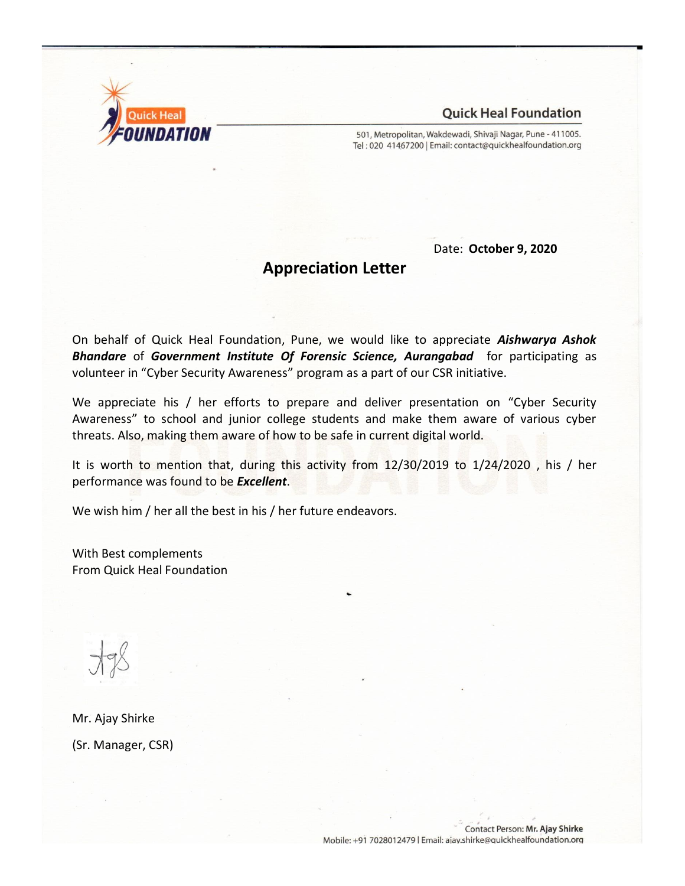Quick Heal FOUNDATION

**Quick Heal Foundation**

501, Metropolitan, Wakdewadi, Shivaji Nagar, Pune - 411005.
Tel : 020 41467200 | Email: contact@quickhealfoundation.org

Date: **October 9, 2020**

## Appreciation Letter

On behalf of Quick Heal Foundation, Pune, we would like to appreciate ***Aishwarya Ashok Bhandare*** of ***Government Institute Of Forensic Science, Aurangabad*** for participating as volunteer in "Cyber Security Awareness" program as a part of our CSR initiative.

We appreciate his / her efforts to prepare and deliver presentation on "Cyber Security Awareness" to school and junior college students and make them aware of various cyber threats. Also, making them aware of how to be safe in current digital world.

It is worth to mention that, during this activity from 12/30/2019 to 1/24/2020 , his / her performance was found to be ***Excellent***.

We wish him / her all the best in his / her future endeavors.

With Best complements
From Quick Heal Foundation

Mr. Ajay Shirke

(Sr. Manager, CSR)

Contact Person: **Mr. Ajay Shirke**
Mobile: +91 7028012479 | Email: ajay.shirke@quickhealfoundation.org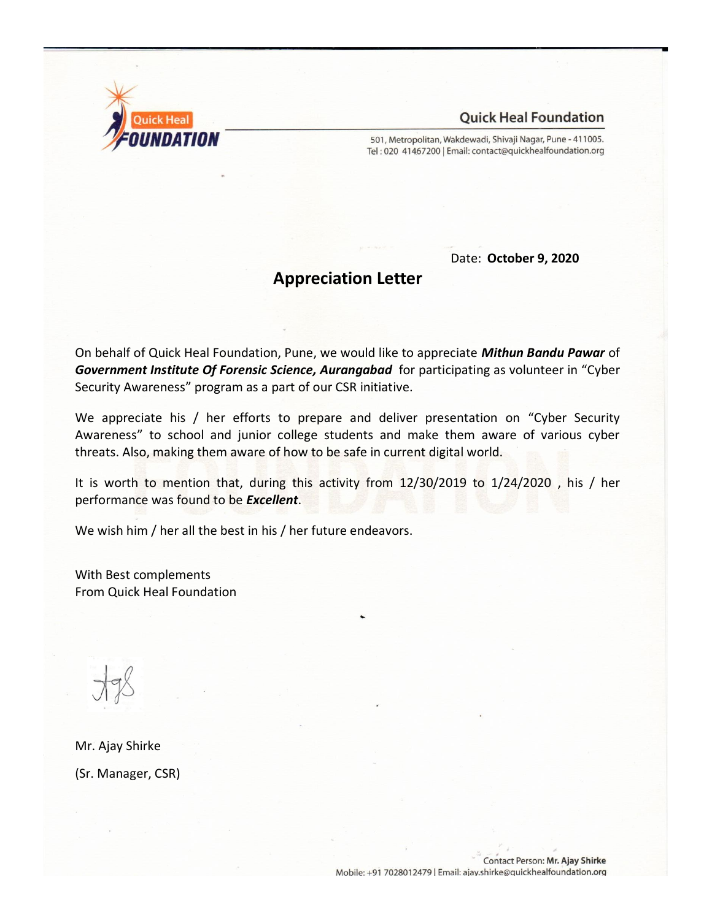Quick Heal Foundation

501, Metropolitan, Wakdewadi, Shivaji Nagar, Pune - 411005.
Tel : 020 41467200 | Email: contact@quickhealfoundation.org

Date: **October 9, 2020**

## Appreciation Letter

On behalf of Quick Heal Foundation, Pune, we would like to appreciate ***Mithun Bandu Pawar*** of ***Government Institute Of Forensic Science, Aurangabad*** for participating as volunteer in "Cyber Security Awareness" program as a part of our CSR initiative.

We appreciate his / her efforts to prepare and deliver presentation on "Cyber Security Awareness" to school and junior college students and make them aware of various cyber threats. Also, making them aware of how to be safe in current digital world.

It is worth to mention that, during this activity from 12/30/2019 to 1/24/2020 , his / her performance was found to be ***Excellent***.

We wish him / her all the best in his / her future endeavors.

With Best complements
From Quick Heal Foundation

Mr. Ajay Shirke

(Sr. Manager, CSR)

Contact Person: **Mr. Ajay Shirke**
Mobile: +91 7028012479 | Email: ajay.shirke@quickhealfoundation.org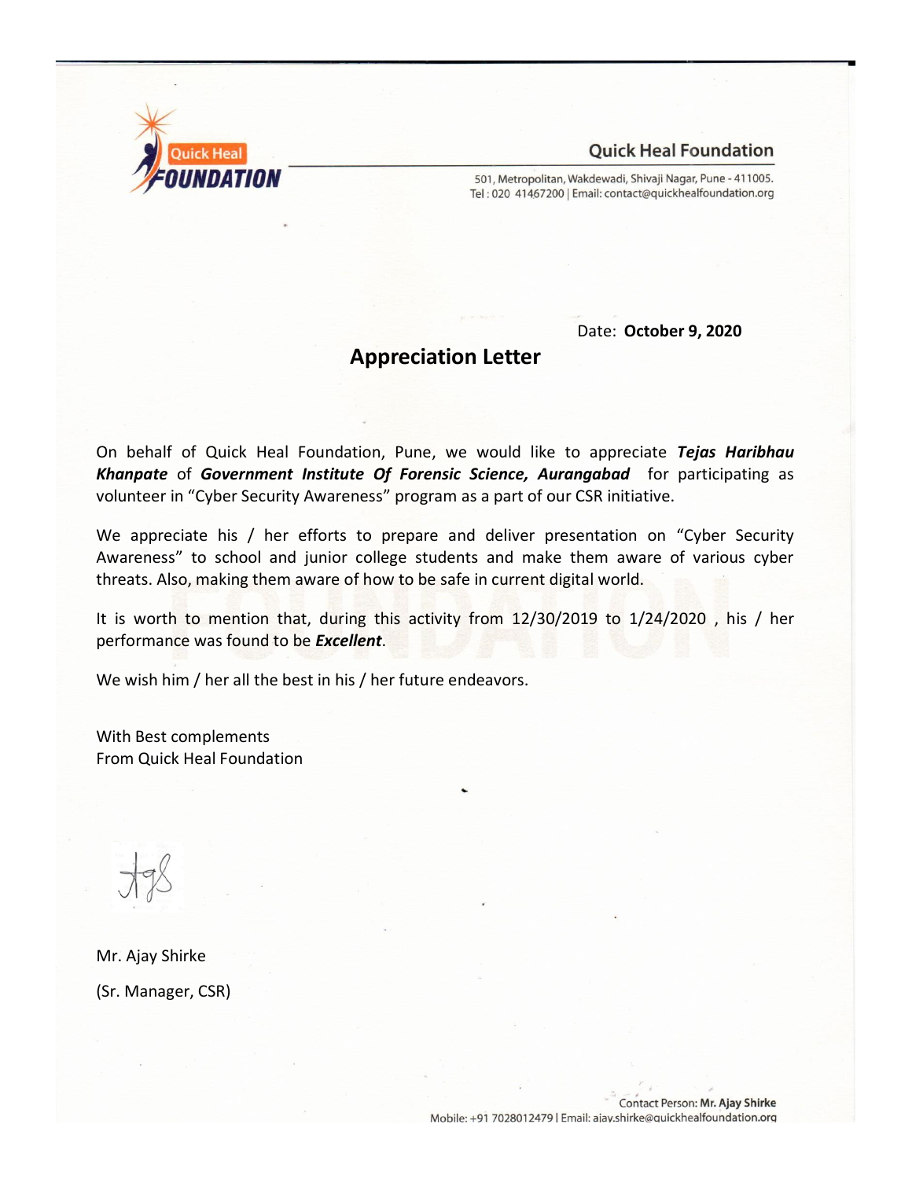Quick Heal Foundation

501, Metropolitan, Wakdewadi, Shivaji Nagar, Pune - 411005.
Tel : 020 41467200 | Email: contact@quickhealfoundation.org

Date: **October 9, 2020**

## Appreciation Letter

On behalf of Quick Heal Foundation, Pune, we would like to appreciate ***Tejas Haribhau Khanpate*** of ***Government Institute Of Forensic Science, Aurangabad*** for participating as volunteer in "Cyber Security Awareness" program as a part of our CSR initiative.

We appreciate his / her efforts to prepare and deliver presentation on "Cyber Security Awareness" to school and junior college students and make them aware of various cyber threats. Also, making them aware of how to be safe in current digital world.

It is worth to mention that, during this activity from 12/30/2019 to 1/24/2020 , his / her performance was found to be ***Excellent***.

We wish him / her all the best in his / her future endeavors.

With Best complements
From Quick Heal Foundation

Mr. Ajay Shirke

(Sr. Manager, CSR)

Contact Person: **Mr. Ajay Shirke**
Mobile: +91 7028012479 | Email: ajay.shirke@quickhealfoundation.org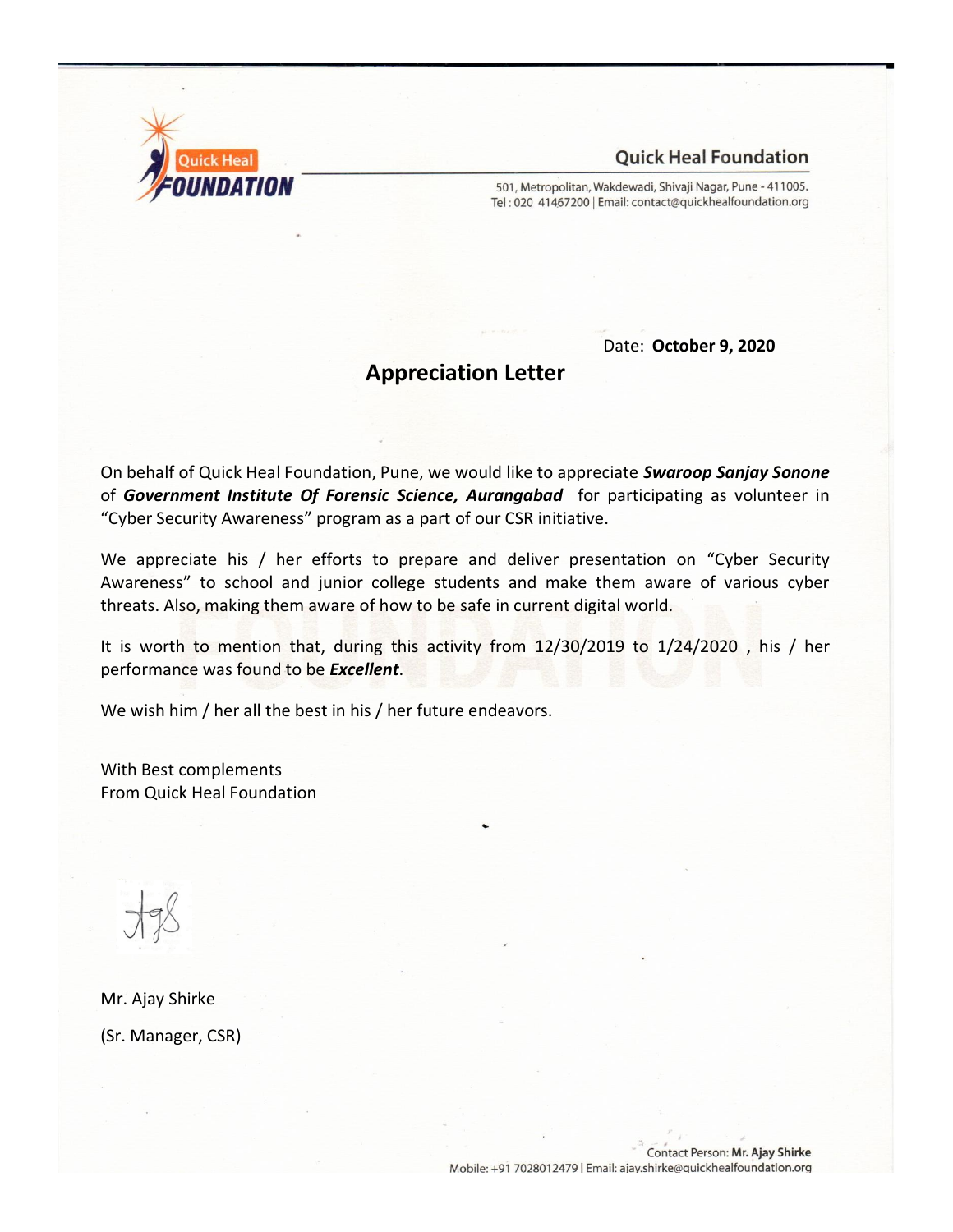Quick Heal Foundation

501, Metropolitan, Wakdewadi, Shivaji Nagar, Pune - 411005.
Tel : 020 41467200 | Email: contact@quickhealfoundation.org

Date: **October 9, 2020**

## Appreciation Letter

On behalf of Quick Heal Foundation, Pune, we would like to appreciate ***Swaroop Sanjay Sonone*** of ***Government Institute Of Forensic Science, Aurangabad*** for participating as volunteer in "Cyber Security Awareness" program as a part of our CSR initiative.

We appreciate his / her efforts to prepare and deliver presentation on "Cyber Security Awareness" to school and junior college students and make them aware of various cyber threats. Also, making them aware of how to be safe in current digital world.

It is worth to mention that, during this activity from 12/30/2019 to 1/24/2020 , his / her performance was found to be ***Excellent***.

We wish him / her all the best in his / her future endeavors.

With Best complements
From Quick Heal Foundation

Mr. Ajay Shirke

(Sr. Manager, CSR)

Contact Person: **Mr. Ajay Shirke**
Mobile: +91 7028012479 | Email: ajay.shirke@quickhealfoundation.org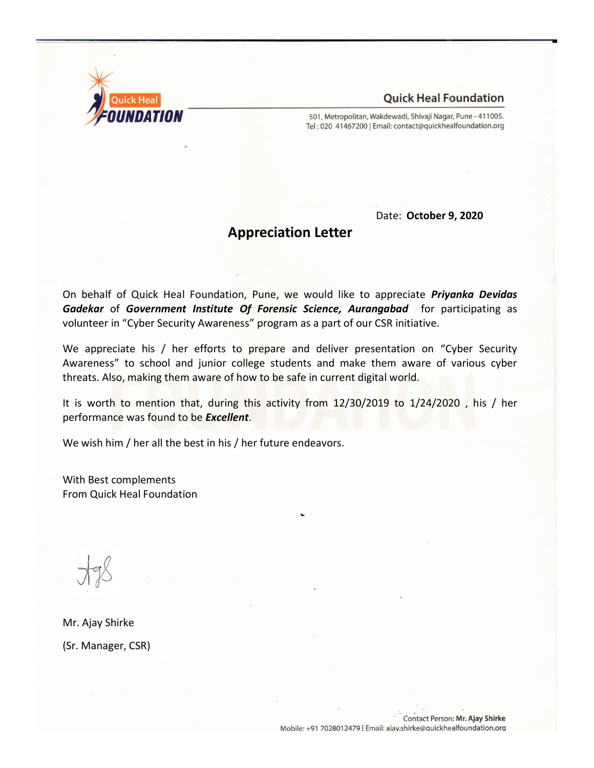Quick Heal Foundation

501, Metropolitan, Wakdewadi, Shivaji Nagar, Pune - 411005.
Tel : 020 41467200 | Email: contact@quickhealfoundation.org

Date: **October 9, 2020**

## Appreciation Letter

On behalf of Quick Heal Foundation, Pune, we would like to appreciate ***Priyanka Devidas Gadekar*** of ***Government Institute Of Forensic Science, Aurangabad*** for participating as volunteer in "Cyber Security Awareness" program as a part of our CSR initiative.

We appreciate his / her efforts to prepare and deliver presentation on "Cyber Security Awareness" to school and junior college students and make them aware of various cyber threats. Also, making them aware of how to be safe in current digital world.

It is worth to mention that, during this activity from 12/30/2019 to 1/24/2020 , his / her performance was found to be ***Excellent***.

We wish him / her all the best in his / her future endeavors.

With Best complements
From Quick Heal Foundation

Mr. Ajay Shirke

(Sr. Manager, CSR)

Contact Person: **Mr. Ajay Shirke**
Mobile: +91 7028012479 | Email: ajay.shirke@quickhealfoundation.org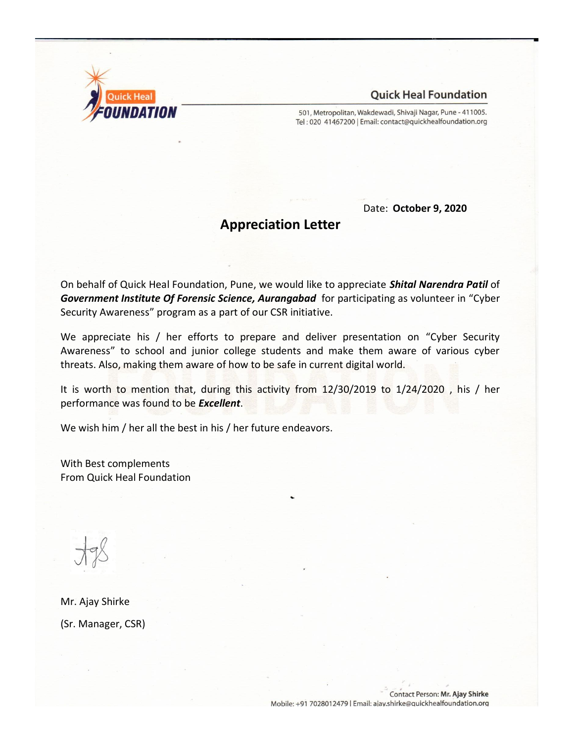Quick Heal Foundation

501, Metropolitan, Wakdewadi, Shivaji Nagar, Pune - 411005.
Tel : 020 41467200 | Email: contact@quickhealfoundation.org

Date: **October 9, 2020**

## Appreciation Letter

On behalf of Quick Heal Foundation, Pune, we would like to appreciate ***Shital Narendra Patil*** of ***Government Institute Of Forensic Science, Aurangabad*** for participating as volunteer in “Cyber Security Awareness” program as a part of our CSR initiative.

We appreciate his / her efforts to prepare and deliver presentation on “Cyber Security Awareness” to school and junior college students and make them aware of various cyber threats. Also, making them aware of how to be safe in current digital world.

It is worth to mention that, during this activity from 12/30/2019 to 1/24/2020 , his / her performance was found to be ***Excellent***.

We wish him / her all the best in his / her future endeavors.

With Best complements
From Quick Heal Foundation

Mr. Ajay Shirke

(Sr. Manager, CSR)

Contact Person: **Mr. Ajay Shirke**
Mobile: +91 7028012479 | Email: ajay.shirke@quickhealfoundation.org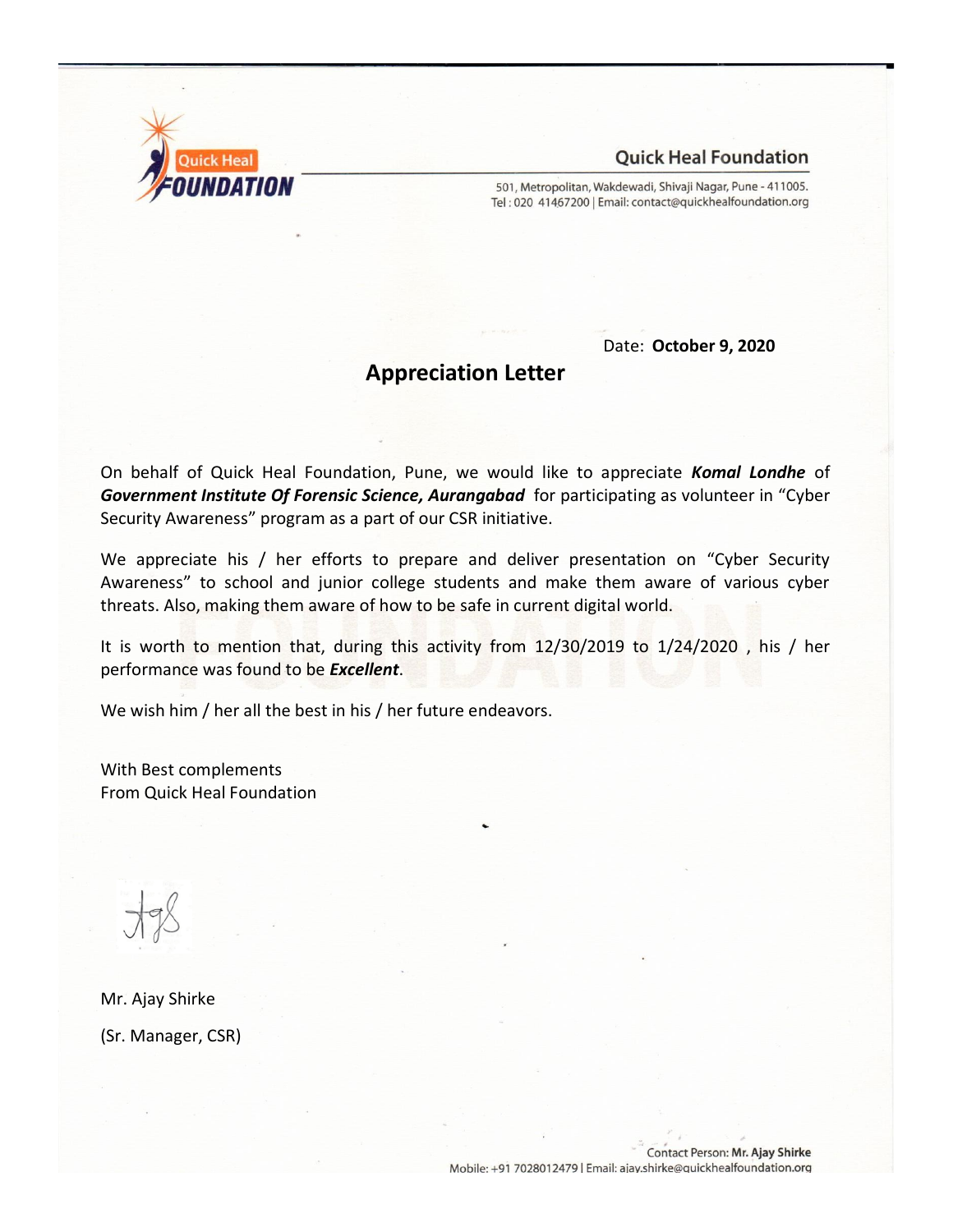Quick Heal Foundation

501, Metropolitan, Wakdewadi, Shivaji Nagar, Pune - 411005.
Tel : 020 41467200 | Email: contact@quickhealfoundation.org

Date: **October 9, 2020**

## Appreciation Letter

On behalf of Quick Heal Foundation, Pune, we would like to appreciate ***Komal Londhe*** of ***Government Institute Of Forensic Science, Aurangabad*** for participating as volunteer in "Cyber Security Awareness" program as a part of our CSR initiative.

We appreciate his / her efforts to prepare and deliver presentation on "Cyber Security Awareness" to school and junior college students and make them aware of various cyber threats. Also, making them aware of how to be safe in current digital world.

It is worth to mention that, during this activity from 12/30/2019 to 1/24/2020 , his / her performance was found to be ***Excellent***.

We wish him / her all the best in his / her future endeavors.

With Best complements
From Quick Heal Foundation

Mr. Ajay Shirke

(Sr. Manager, CSR)

Contact Person: **Mr. Ajay Shirke**
Mobile: +91 7028012479 | Email: ajay.shirke@quickhealfoundation.org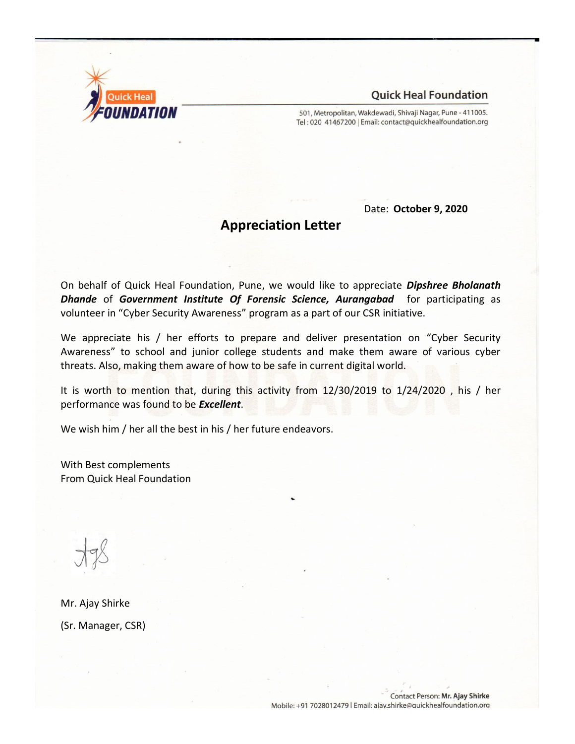Quick Heal Foundation

501, Metropolitan, Wakdewadi, Shivaji Nagar, Pune - 411005.
Tel : 020 41467200 | Email: contact@quickhealfoundation.org

Date: **October 9, 2020**

## Appreciation Letter

On behalf of Quick Heal Foundation, Pune, we would like to appreciate ***Dipshree Bholanath Dhande*** of ***Government Institute Of Forensic Science, Aurangabad*** for participating as volunteer in "Cyber Security Awareness" program as a part of our CSR initiative.

We appreciate his / her efforts to prepare and deliver presentation on "Cyber Security Awareness" to school and junior college students and make them aware of various cyber threats. Also, making them aware of how to be safe in current digital world.

It is worth to mention that, during this activity from 12/30/2019 to 1/24/2020 , his / her performance was found to be ***Excellent***.

We wish him / her all the best in his / her future endeavors.

With Best complements
From Quick Heal Foundation

Mr. Ajay Shirke

(Sr. Manager, CSR)

Contact Person: **Mr. Ajay Shirke**
Mobile: +91 7028012479 | Email: ajay.shirke@quickhealfoundation.org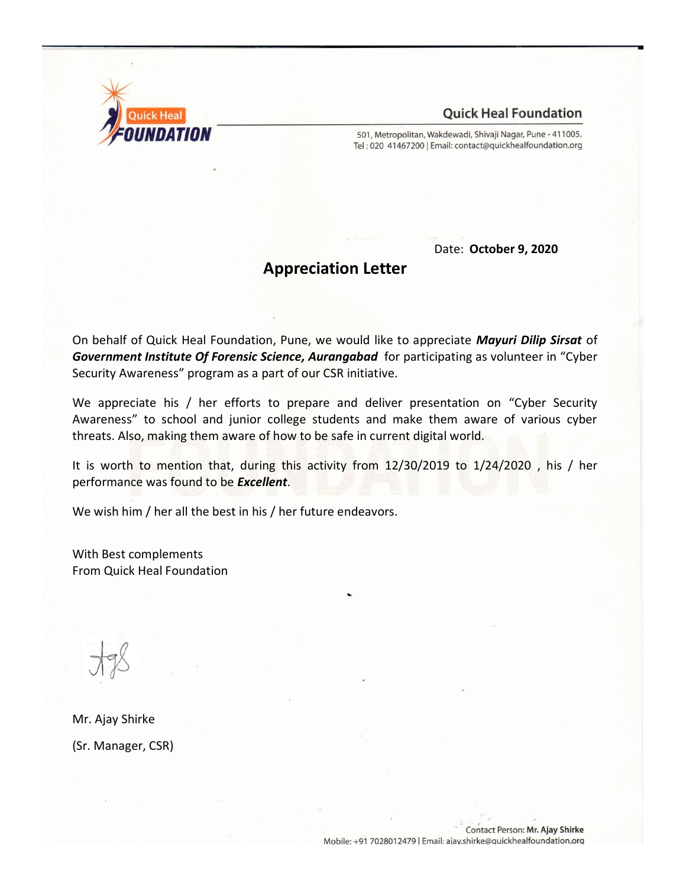Quick Heal Foundation

501, Metropolitan, Wakdewadi, Shivaji Nagar, Pune - 411005.
Tel : 020 41467200 | Email: contact@quickhealfoundation.org

Date: **October 9, 2020**

## Appreciation Letter

On behalf of Quick Heal Foundation, Pune, we would like to appreciate ***Mayuri Dilip Sirsat*** of ***Government Institute Of Forensic Science, Aurangabad*** for participating as volunteer in "Cyber Security Awareness" program as a part of our CSR initiative.

We appreciate his / her efforts to prepare and deliver presentation on "Cyber Security Awareness" to school and junior college students and make them aware of various cyber threats. Also, making them aware of how to be safe in current digital world.

It is worth to mention that, during this activity from 12/30/2019 to 1/24/2020 , his / her performance was found to be ***Excellent***.

We wish him / her all the best in his / her future endeavors.

With Best complements
From Quick Heal Foundation

Mr. Ajay Shirke

(Sr. Manager, CSR)

Contact Person: **Mr. Ajay Shirke**
Mobile: +91 7028012479 | Email: ajay.shirke@quickhealfoundation.org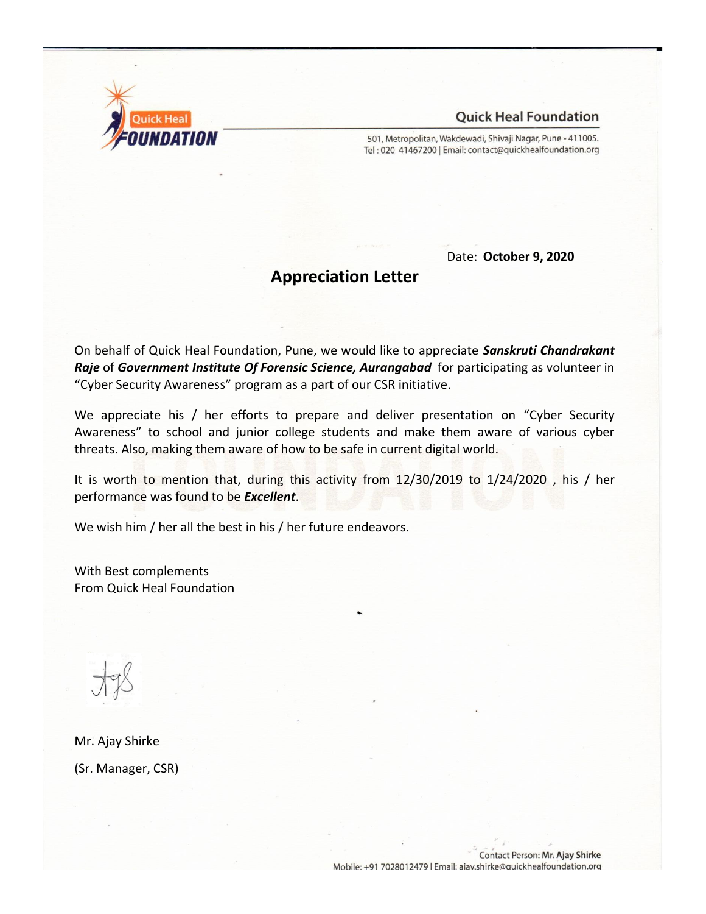Quick Heal Foundation

501, Metropolitan, Wakdewadi, Shivaji Nagar, Pune - 411005.
Tel : 020 41467200 | Email: contact@quickhealfoundation.org

Date: **October 9, 2020**

## Appreciation Letter

On behalf of Quick Heal Foundation, Pune, we would like to appreciate ***Sanskruti Chandrakant Raje*** of ***Government Institute Of Forensic Science, Aurangabad*** for participating as volunteer in "Cyber Security Awareness" program as a part of our CSR initiative.

We appreciate his / her efforts to prepare and deliver presentation on "Cyber Security Awareness" to school and junior college students and make them aware of various cyber threats. Also, making them aware of how to be safe in current digital world.

It is worth to mention that, during this activity from 12/30/2019 to 1/24/2020 , his / her performance was found to be ***Excellent***.

We wish him / her all the best in his / her future endeavors.

With Best complements
From Quick Heal Foundation

Mr. Ajay Shirke

(Sr. Manager, CSR)

Contact Person: **Mr. Ajay Shirke**
Mobile: +91 7028012479 | Email: ajay.shirke@quickhealfoundation.org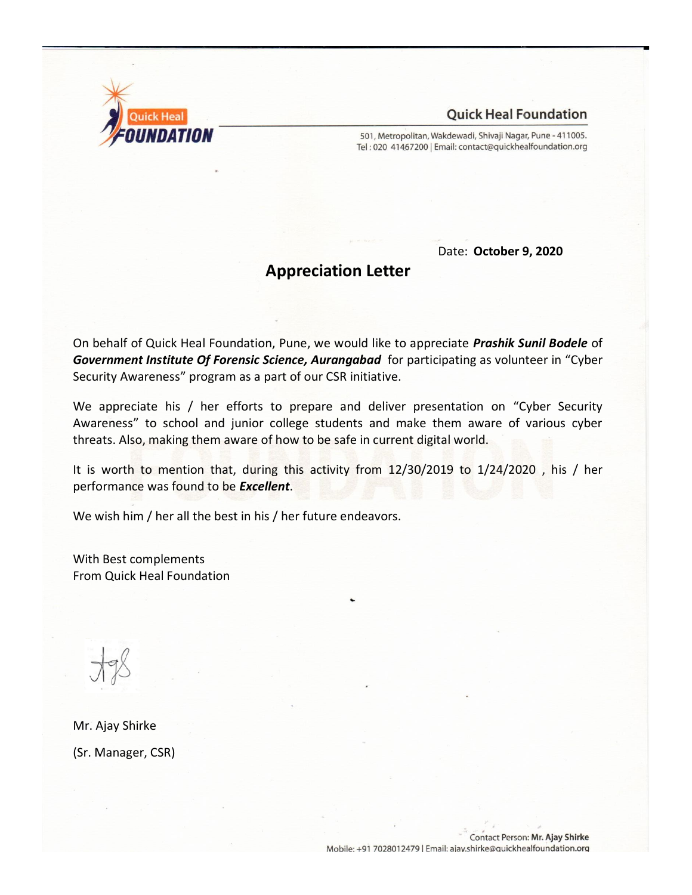Quick Heal FOUNDATION

**Quick Heal Foundation**

501, Metropolitan, Wakdewadi, Shivaji Nagar, Pune - 411005.
Tel : 020 41467200 | Email: contact@quickhealfoundation.org

Date: **October 9, 2020**

## Appreciation Letter

On behalf of Quick Heal Foundation, Pune, we would like to appreciate ***Prashik Sunil Bodele*** of ***Government Institute Of Forensic Science, Aurangabad*** for participating as volunteer in "Cyber Security Awareness" program as a part of our CSR initiative.

We appreciate his / her efforts to prepare and deliver presentation on "Cyber Security Awareness" to school and junior college students and make them aware of various cyber threats. Also, making them aware of how to be safe in current digital world.

It is worth to mention that, during this activity from 12/30/2019 to 1/24/2020 , his / her performance was found to be ***Excellent***.

We wish him / her all the best in his / her future endeavors.

With Best complements
From Quick Heal Foundation

Mr. Ajay Shirke

(Sr. Manager, CSR)

Contact Person: **Mr. Ajay Shirke**
Mobile: +91 7028012479 | Email: ajay.shirke@quickhealfoundation.org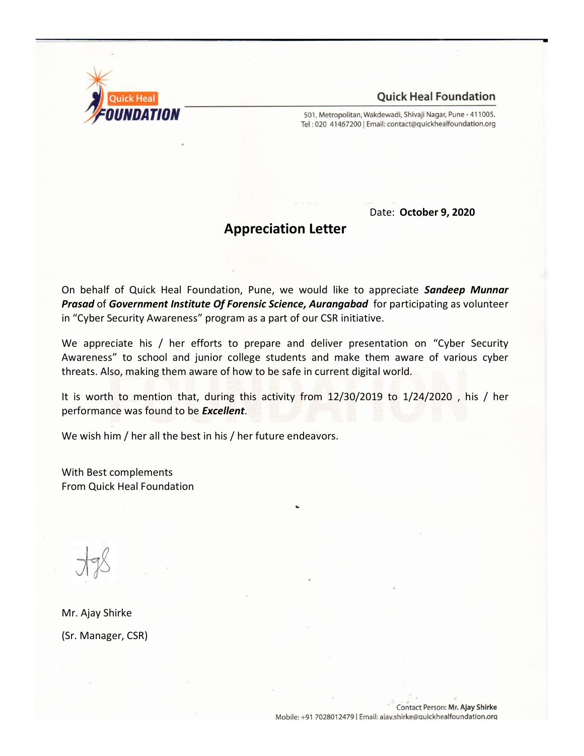Quick Heal Foundation

501, Metropolitan, Wakdewadi, Shivaji Nagar, Pune - 411005.
Tel : 020 41467200 | Email: contact@quickhealfoundation.org

Date: **October 9, 2020**

## Appreciation Letter

On behalf of Quick Heal Foundation, Pune, we would like to appreciate ***Sandeep Munnar Prasad*** of ***Government Institute Of Forensic Science, Aurangabad*** for participating as volunteer in "Cyber Security Awareness" program as a part of our CSR initiative.

We appreciate his / her efforts to prepare and deliver presentation on "Cyber Security Awareness" to school and junior college students and make them aware of various cyber threats. Also, making them aware of how to be safe in current digital world.

It is worth to mention that, during this activity from 12/30/2019 to 1/24/2020 , his / her performance was found to be ***Excellent***.

We wish him / her all the best in his / her future endeavors.

With Best complements
From Quick Heal Foundation

Mr. Ajay Shirke

(Sr. Manager, CSR)

Contact Person: **Mr. Ajay Shirke**
Mobile: +91 7028012479 | Email: ajay.shirke@quickhealfoundation.org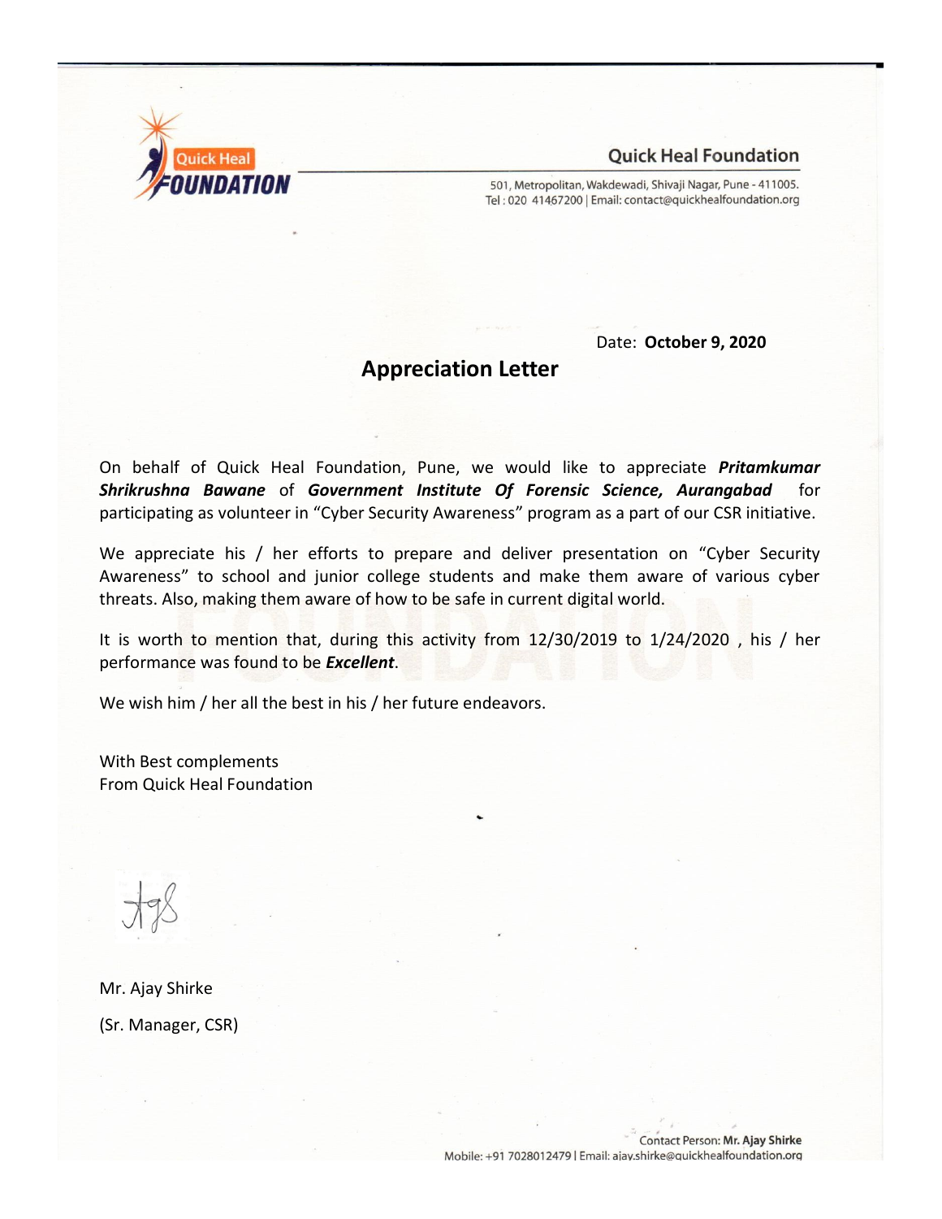Quick Heal Foundation

501, Metropolitan, Wakdewadi, Shivaji Nagar, Pune - 411005.
Tel : 020 41467200 | Email: contact@quickhealfoundation.org

Date: **October 9, 2020**

## Appreciation Letter

On behalf of Quick Heal Foundation, Pune, we would like to appreciate ***Pritamkumar Shrikrushna Bawane*** of ***Government Institute Of Forensic Science, Aurangabad*** for participating as volunteer in "Cyber Security Awareness" program as a part of our CSR initiative.

We appreciate his / her efforts to prepare and deliver presentation on "Cyber Security Awareness" to school and junior college students and make them aware of various cyber threats. Also, making them aware of how to be safe in current digital world.

It is worth to mention that, during this activity from 12/30/2019 to 1/24/2020 , his / her performance was found to be ***Excellent***.

We wish him / her all the best in his / her future endeavors.

With Best complements
From Quick Heal Foundation

Mr. Ajay Shirke

(Sr. Manager, CSR)

Contact Person: **Mr. Ajay Shirke**
Mobile: +91 7028012479 | Email: ajay.shirke@quickhealfoundation.org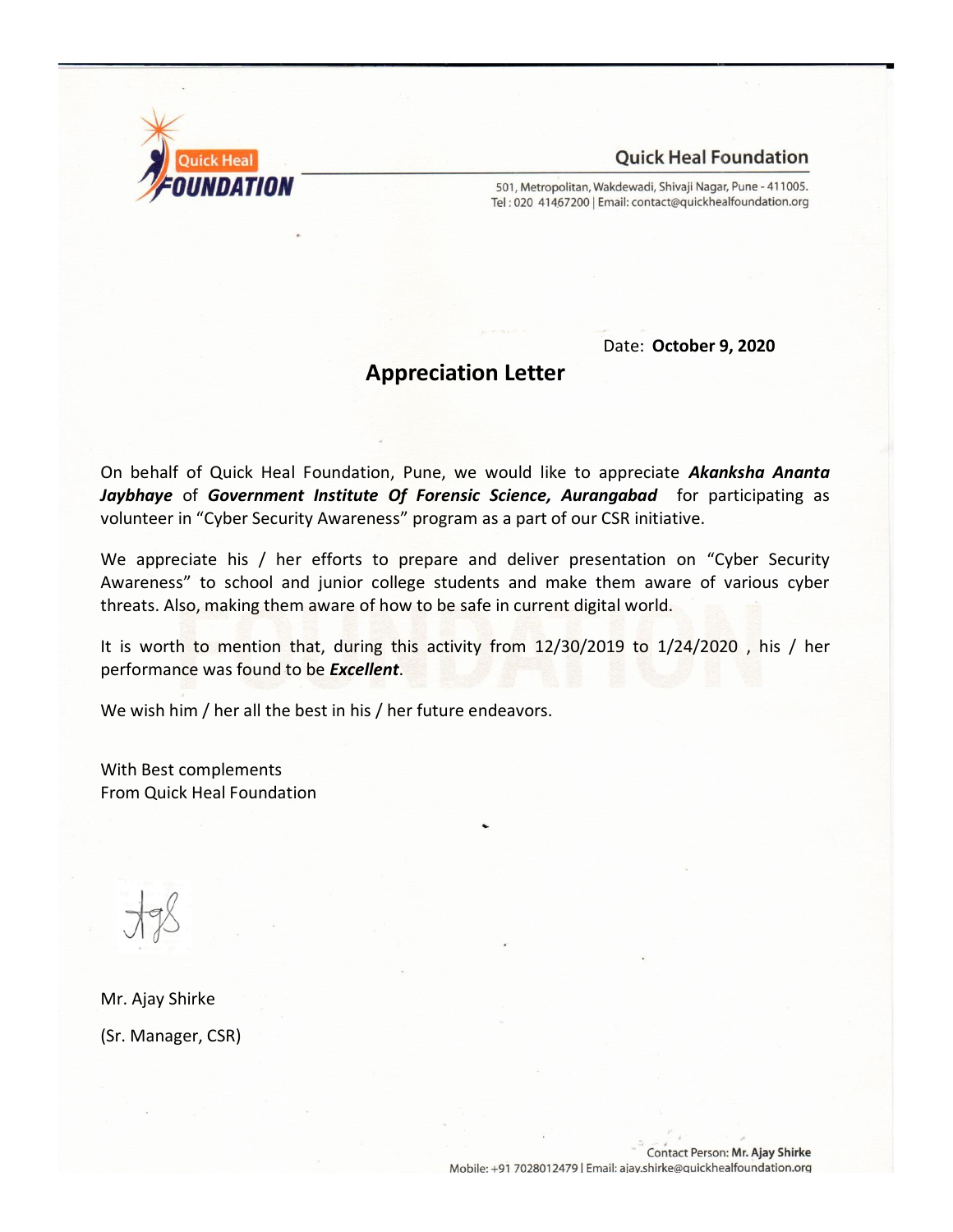Quick Heal Foundation

501, Metropolitan, Wakdewadi, Shivaji Nagar, Pune - 411005.
Tel : 020 41467200 | Email: contact@quickhealfoundation.org

Date: **October 9, 2020**

## Appreciation Letter

On behalf of Quick Heal Foundation, Pune, we would like to appreciate ***Akanksha Ananta Jaybhaye*** of ***Government Institute Of Forensic Science, Aurangabad*** for participating as volunteer in "Cyber Security Awareness" program as a part of our CSR initiative.

We appreciate his / her efforts to prepare and deliver presentation on "Cyber Security Awareness" to school and junior college students and make them aware of various cyber threats. Also, making them aware of how to be safe in current digital world.

It is worth to mention that, during this activity from 12/30/2019 to 1/24/2020 , his / her performance was found to be ***Excellent***.

We wish him / her all the best in his / her future endeavors.

With Best complements
From Quick Heal Foundation

Mr. Ajay Shirke

(Sr. Manager, CSR)

Contact Person: **Mr. Ajay Shirke**
Mobile: +91 7028012479 | Email: ajay.shirke@quickhealfoundation.org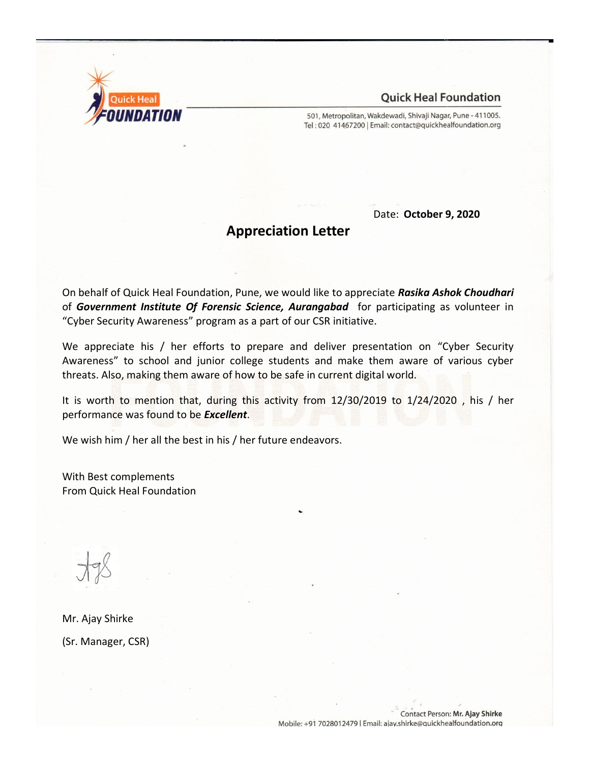Quick Heal Foundation

501, Metropolitan, Wakdewadi, Shivaji Nagar, Pune - 411005.
Tel : 020 41467200 | Email: contact@quickhealfoundation.org

Date: **October 9, 2020**

## Appreciation Letter

On behalf of Quick Heal Foundation, Pune, we would like to appreciate ***Rasika Ashok Choudhari*** of ***Government Institute Of Forensic Science, Aurangabad*** for participating as volunteer in "Cyber Security Awareness" program as a part of our CSR initiative.

We appreciate his / her efforts to prepare and deliver presentation on "Cyber Security Awareness" to school and junior college students and make them aware of various cyber threats. Also, making them aware of how to be safe in current digital world.

It is worth to mention that, during this activity from 12/30/2019 to 1/24/2020 , his / her performance was found to be ***Excellent***.

We wish him / her all the best in his / her future endeavors.

With Best complements
From Quick Heal Foundation

Mr. Ajay Shirke

(Sr. Manager, CSR)

Contact Person: **Mr. Ajay Shirke**
Mobile: +91 7028012479 | Email: ajay.shirke@quickhealfoundation.org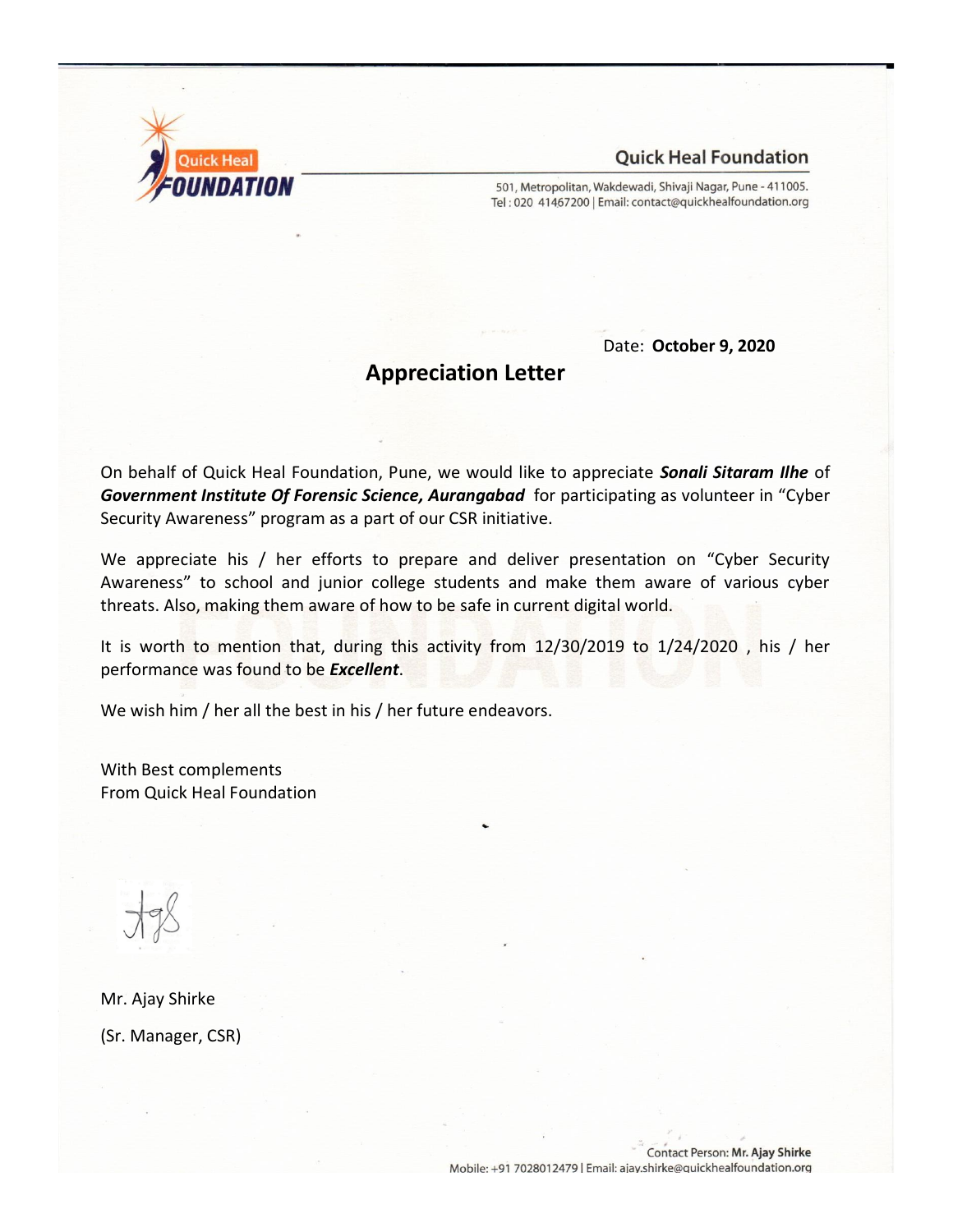Quick Heal Foundation

501, Metropolitan, Wakdewadi, Shivaji Nagar, Pune - 411005.
Tel : 020 41467200 | Email: contact@quickhealfoundation.org

Date: **October 9, 2020**

# Appreciation Letter

On behalf of Quick Heal Foundation, Pune, we would like to appreciate ***Sonali Sitaram Ilhe*** of ***Government Institute Of Forensic Science, Aurangabad*** for participating as volunteer in "Cyber Security Awareness" program as a part of our CSR initiative.

We appreciate his / her efforts to prepare and deliver presentation on "Cyber Security Awareness" to school and junior college students and make them aware of various cyber threats. Also, making them aware of how to be safe in current digital world.

It is worth to mention that, during this activity from 12/30/2019 to 1/24/2020 , his / her performance was found to be ***Excellent***.

We wish him / her all the best in his / her future endeavors.

With Best complements
From Quick Heal Foundation

Mr. Ajay Shirke

(Sr. Manager, CSR)

Contact Person: **Mr. Ajay Shirke**
Mobile: +91 7028012479 | Email: ajay.shirke@quickhealfoundation.org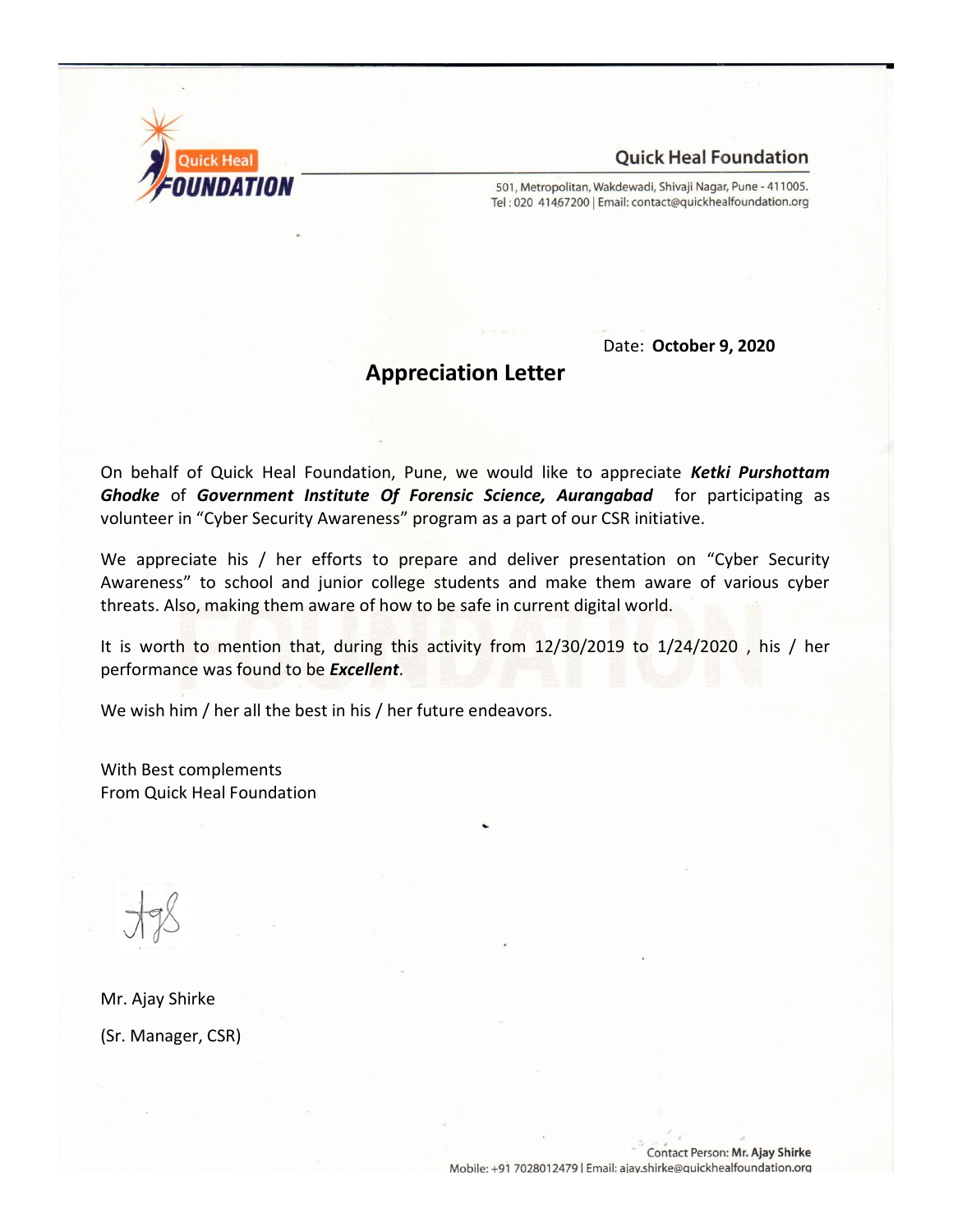Quick Heal FOUNDATION

**Quick Heal Foundation**

501, Metropolitan, Wakdewadi, Shivaji Nagar, Pune - 411005.
Tel : 020 41467200 | Email: contact@quickhealfoundation.org

Date: **October 9, 2020**

## Appreciation Letter

On behalf of Quick Heal Foundation, Pune, we would like to appreciate ***Ketki Purshottam Ghodke*** of ***Government Institute Of Forensic Science, Aurangabad*** for participating as volunteer in "Cyber Security Awareness" program as a part of our CSR initiative.

We appreciate his / her efforts to prepare and deliver presentation on "Cyber Security Awareness" to school and junior college students and make them aware of various cyber threats. Also, making them aware of how to be safe in current digital world.

It is worth to mention that, during this activity from 12/30/2019 to 1/24/2020 , his / her performance was found to be ***Excellent***.

We wish him / her all the best in his / her future endeavors.

With Best complements
From Quick Heal Foundation

Mr. Ajay Shirke

(Sr. Manager, CSR)

Contact Person: **Mr. Ajay Shirke**
Mobile: +91 7028012479 | Email: ajay.shirke@quickhealfoundation.org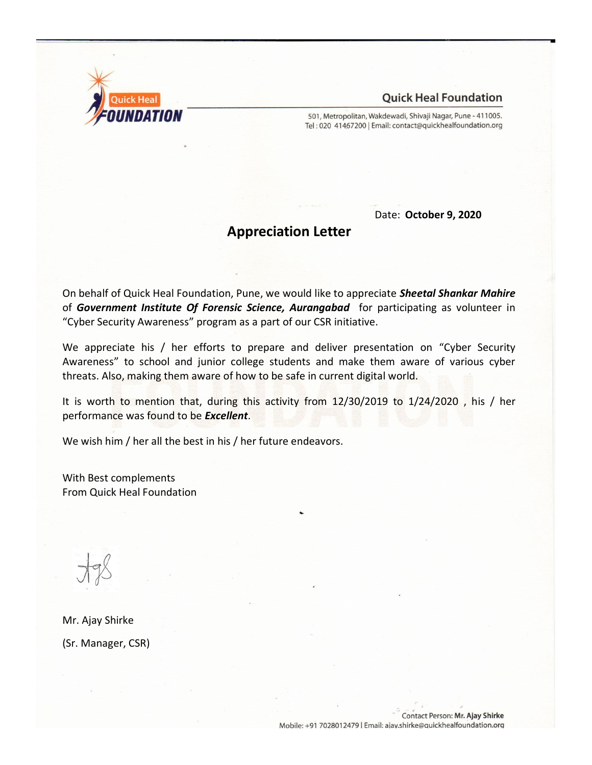Quick Heal Foundation

501, Metropolitan, Wakdewadi, Shivaji Nagar, Pune - 411005.
Tel : 020 41467200 | Email: contact@quickhealfoundation.org

Date: **October 9, 2020**

## Appreciation Letter

On behalf of Quick Heal Foundation, Pune, we would like to appreciate ***Sheetal Shankar Mahire*** of ***Government Institute Of Forensic Science, Aurangabad*** for participating as volunteer in "Cyber Security Awareness" program as a part of our CSR initiative.

We appreciate his / her efforts to prepare and deliver presentation on "Cyber Security Awareness" to school and junior college students and make them aware of various cyber threats. Also, making them aware of how to be safe in current digital world.

It is worth to mention that, during this activity from 12/30/2019 to 1/24/2020 , his / her performance was found to be ***Excellent***.

We wish him / her all the best in his / her future endeavors.

With Best complements
From Quick Heal Foundation

Mr. Ajay Shirke

(Sr. Manager, CSR)

Contact Person: **Mr. Ajay Shirke**
Mobile: +91 7028012479 | Email: ajay.shirke@quickhealfoundation.org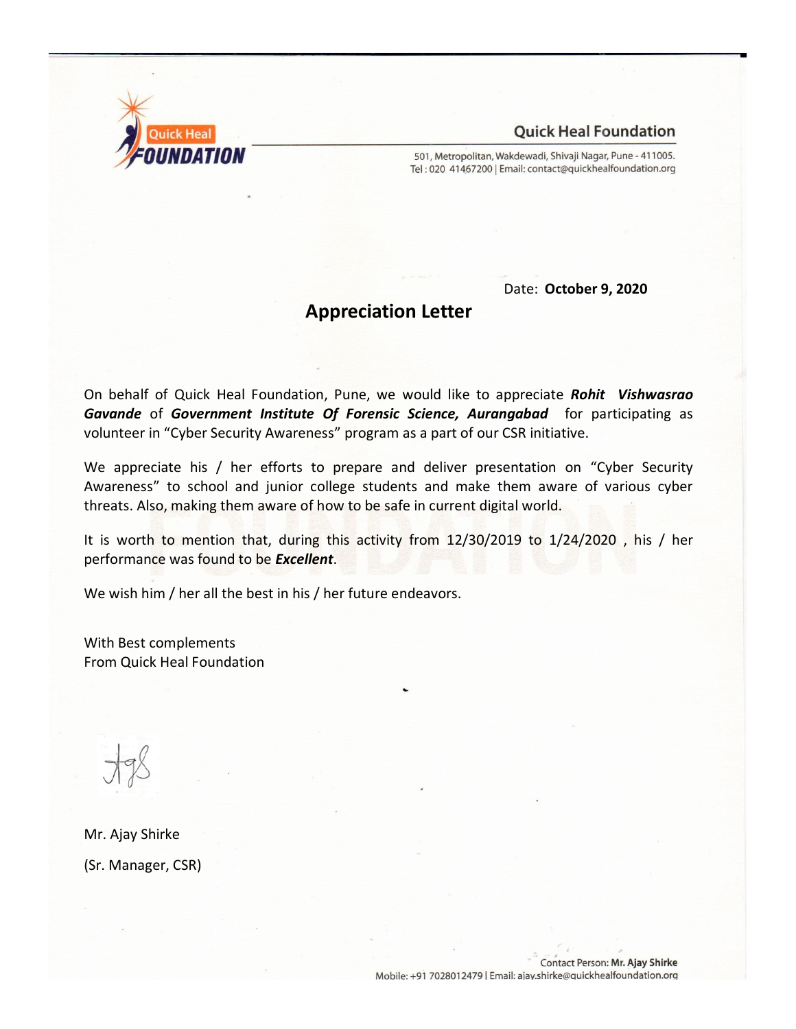Quick Heal Foundation

501, Metropolitan, Wakdewadi, Shivaji Nagar, Pune - 411005.
Tel : 020 41467200 | Email: contact@quickhealfoundation.org

Date: **October 9, 2020**

## Appreciation Letter

On behalf of Quick Heal Foundation, Pune, we would like to appreciate ***Rohit Vishwasrao Gavande*** of ***Government Institute Of Forensic Science, Aurangabad*** for participating as volunteer in "Cyber Security Awareness" program as a part of our CSR initiative.

We appreciate his / her efforts to prepare and deliver presentation on "Cyber Security Awareness" to school and junior college students and make them aware of various cyber threats. Also, making them aware of how to be safe in current digital world.

It is worth to mention that, during this activity from 12/30/2019 to 1/24/2020 , his / her performance was found to be ***Excellent***.

We wish him / her all the best in his / her future endeavors.

With Best complements
From Quick Heal Foundation

Mr. Ajay Shirke

(Sr. Manager, CSR)

Contact Person: **Mr. Ajay Shirke**
Mobile: +91 7028012479 | Email: ajay.shirke@quickhealfoundation.org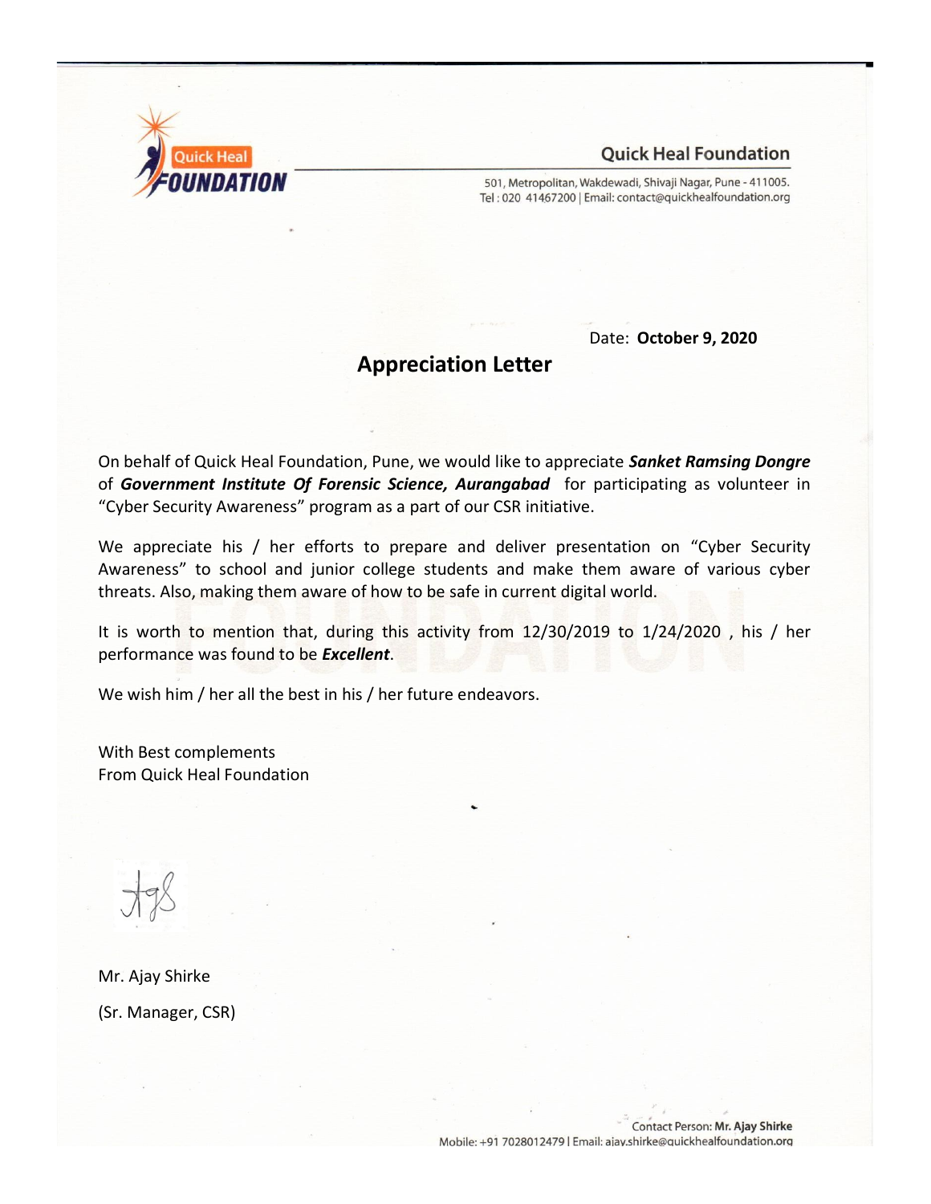Quick Heal Foundation

501, Metropolitan, Wakdewadi, Shivaji Nagar, Pune - 411005.
Tel : 020 41467200 | Email: contact@quickhealfoundation.org

Date: **October 9, 2020**

## Appreciation Letter

On behalf of Quick Heal Foundation, Pune, we would like to appreciate ***Sanket Ramsing Dongre*** of ***Government Institute Of Forensic Science, Aurangabad*** for participating as volunteer in "Cyber Security Awareness" program as a part of our CSR initiative.

We appreciate his / her efforts to prepare and deliver presentation on "Cyber Security Awareness" to school and junior college students and make them aware of various cyber threats. Also, making them aware of how to be safe in current digital world.

It is worth to mention that, during this activity from 12/30/2019 to 1/24/2020 , his / her performance was found to be ***Excellent***.

We wish him / her all the best in his / her future endeavors.

With Best complements
From Quick Heal Foundation

Mr. Ajay Shirke

(Sr. Manager, CSR)

Contact Person: **Mr. Ajay Shirke**
Mobile: +91 7028012479 | Email: ajay.shirke@quickhealfoundation.org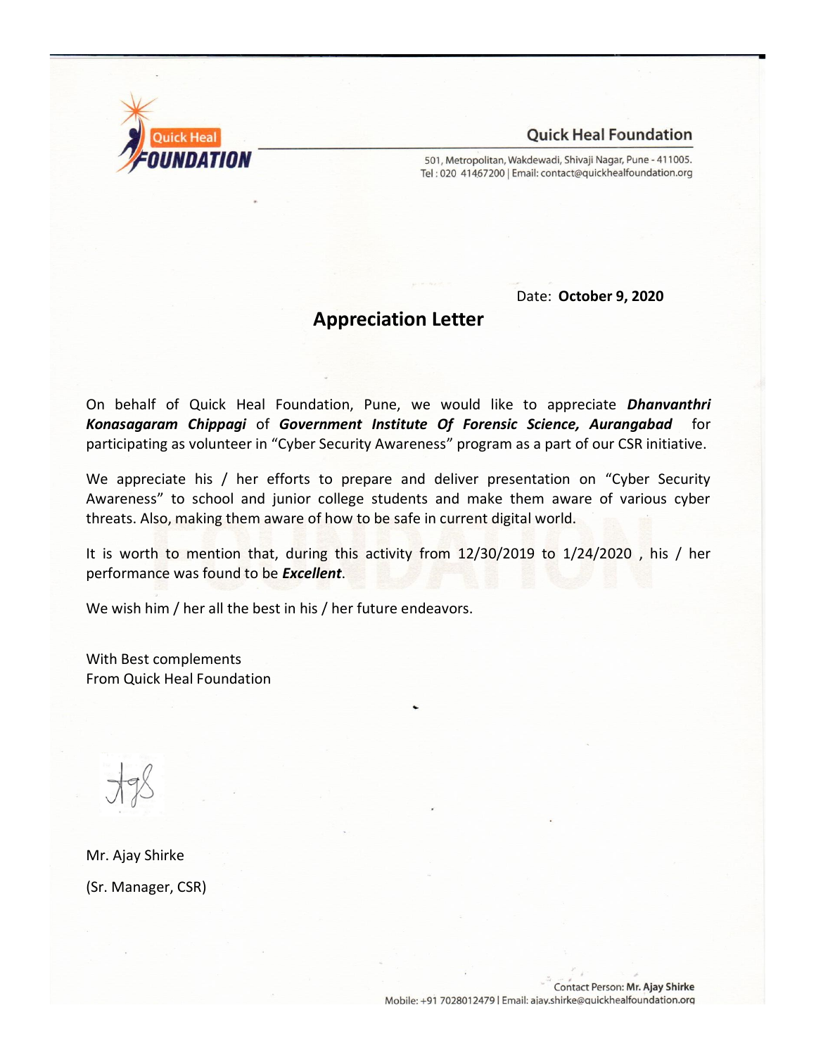Quick Heal Foundation

501, Metropolitan, Wakdewadi, Shivaji Nagar, Pune - 411005.
Tel : 020 41467200 | Email: contact@quickhealfoundation.org

Date: **October 9, 2020**

# Appreciation Letter

On behalf of Quick Heal Foundation, Pune, we would like to appreciate ***Dhanvanthri Konasagaram Chippagi*** of ***Government Institute Of Forensic Science, Aurangabad*** for participating as volunteer in "Cyber Security Awareness" program as a part of our CSR initiative.

We appreciate his / her efforts to prepare and deliver presentation on "Cyber Security Awareness" to school and junior college students and make them aware of various cyber threats. Also, making them aware of how to be safe in current digital world.

It is worth to mention that, during this activity from 12/30/2019 to 1/24/2020 , his / her performance was found to be ***Excellent***.

We wish him / her all the best in his / her future endeavors.

With Best complements
From Quick Heal Foundation

Mr. Ajay Shirke

(Sr. Manager, CSR)

Contact Person: **Mr. Ajay Shirke**
Mobile: +91 7028012479 | Email: ajay.shirke@quickhealfoundation.org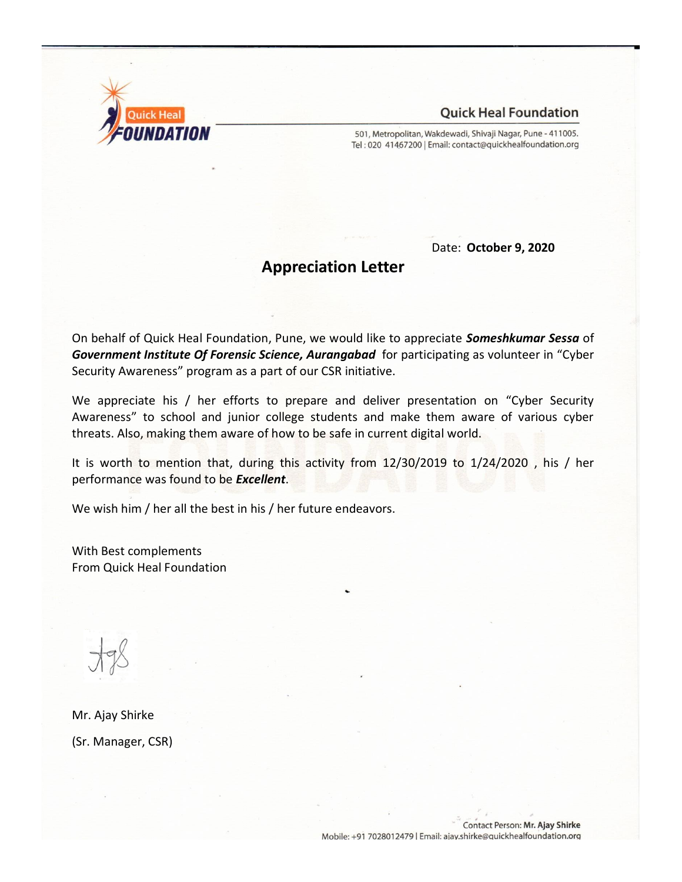Quick Heal FOUNDATION

**Quick Heal Foundation**

501, Metropolitan, Wakdewadi, Shivaji Nagar, Pune - 411005.
Tel : 020 41467200 | Email: contact@quickhealfoundation.org

Date: **October 9, 2020**

## Appreciation Letter

On behalf of Quick Heal Foundation, Pune, we would like to appreciate ***Someshkumar Sessa*** of ***Government Institute Of Forensic Science, Aurangabad*** for participating as volunteer in "Cyber Security Awareness" program as a part of our CSR initiative.

We appreciate his / her efforts to prepare and deliver presentation on "Cyber Security Awareness" to school and junior college students and make them aware of various cyber threats. Also, making them aware of how to be safe in current digital world.

It is worth to mention that, during this activity from 12/30/2019 to 1/24/2020 , his / her performance was found to be ***Excellent***.

We wish him / her all the best in his / her future endeavors.

With Best complements
From Quick Heal Foundation

Mr. Ajay Shirke

(Sr. Manager, CSR)

Contact Person: **Mr. Ajay Shirke**
Mobile: +91 7028012479 | Email: ajay.shirke@quickhealfoundation.org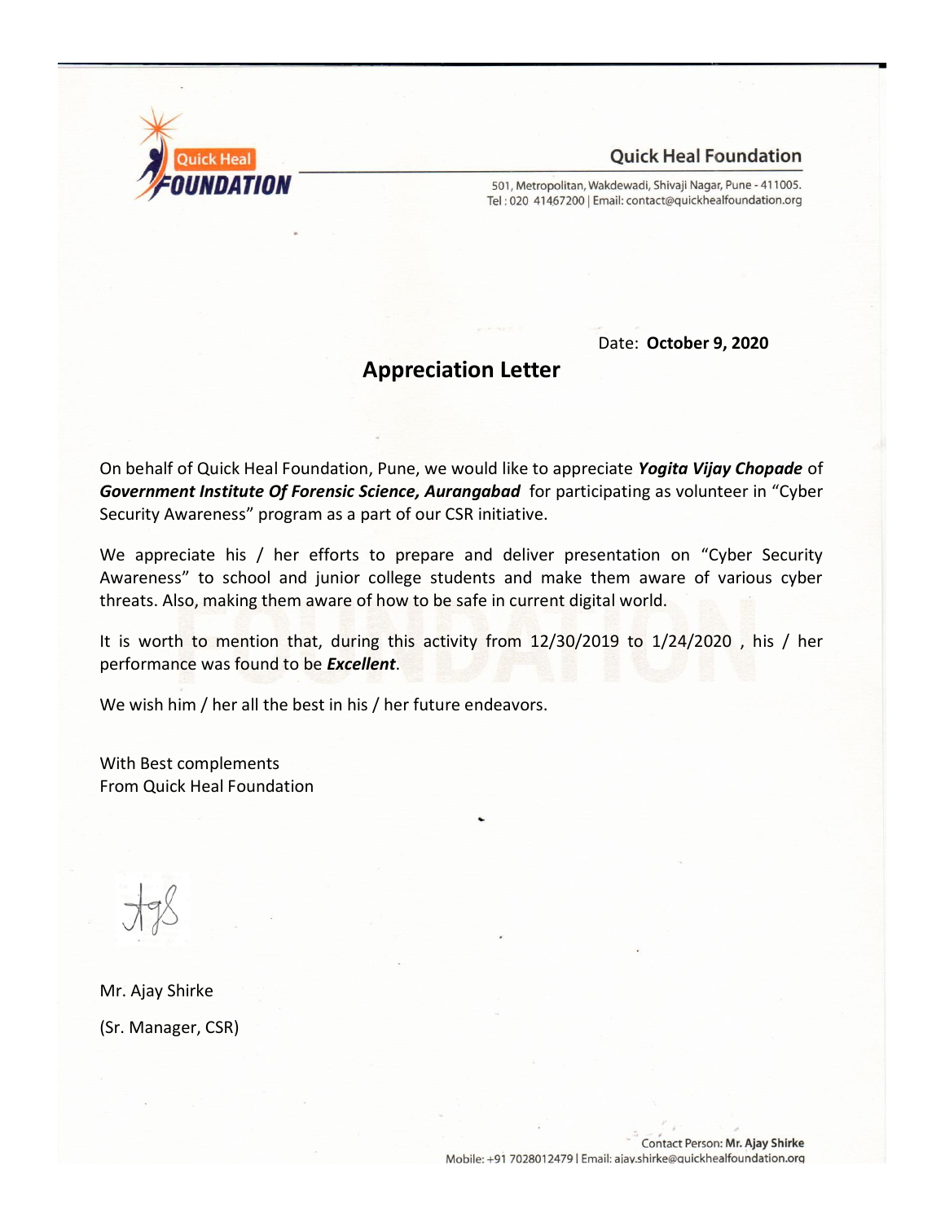Quick Heal FOUNDATION

**Quick Heal Foundation**

501, Metropolitan, Wakdewadi, Shivaji Nagar, Pune - 411005.
Tel : 020 41467200 | Email: contact@quickhealfoundation.org

Date: **October 9, 2020**

## Appreciation Letter

On behalf of Quick Heal Foundation, Pune, we would like to appreciate ***Yogita Vijay Chopade*** of ***Government Institute Of Forensic Science, Aurangabad*** for participating as volunteer in "Cyber Security Awareness" program as a part of our CSR initiative.

We appreciate his / her efforts to prepare and deliver presentation on "Cyber Security Awareness" to school and junior college students and make them aware of various cyber threats. Also, making them aware of how to be safe in current digital world.

It is worth to mention that, during this activity from 12/30/2019 to 1/24/2020 , his / her performance was found to be ***Excellent***.

We wish him / her all the best in his / her future endeavors.

With Best complements
From Quick Heal Foundation

Mr. Ajay Shirke

(Sr. Manager, CSR)

Contact Person: **Mr. Ajay Shirke**
Mobile: +91 7028012479 | Email: ajay.shirke@quickhealfoundation.org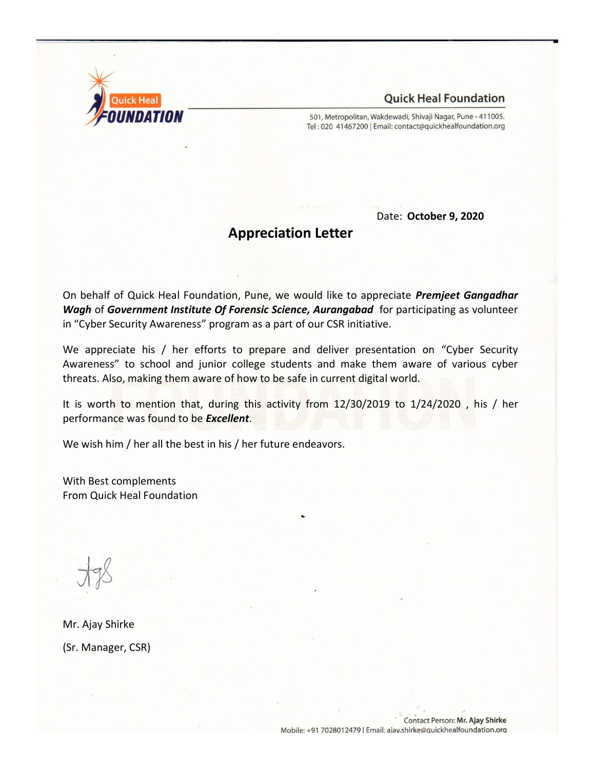Quick Heal Foundation

501, Metropolitan, Wakdewadi, Shivaji Nagar, Pune - 411005.
Tel : 020 41467200 | Email: contact@quickhealfoundation.org

Date: **October 9, 2020**

# Appreciation Letter

On behalf of Quick Heal Foundation, Pune, we would like to appreciate ***Premjeet Gangadhar Wagh*** of ***Government Institute Of Forensic Science, Aurangabad*** for participating as volunteer in "Cyber Security Awareness" program as a part of our CSR initiative.

We appreciate his / her efforts to prepare and deliver presentation on "Cyber Security Awareness" to school and junior college students and make them aware of various cyber threats. Also, making them aware of how to be safe in current digital world.

It is worth to mention that, during this activity from 12/30/2019 to 1/24/2020 , his / her performance was found to be ***Excellent***.

We wish him / her all the best in his / her future endeavors.

With Best complements
From Quick Heal Foundation

Mr. Ajay Shirke

(Sr. Manager, CSR)

Contact Person: **Mr. Ajay Shirke**
Mobile: +91 7028012479 | Email: ajay.shirke@quickhealfoundation.org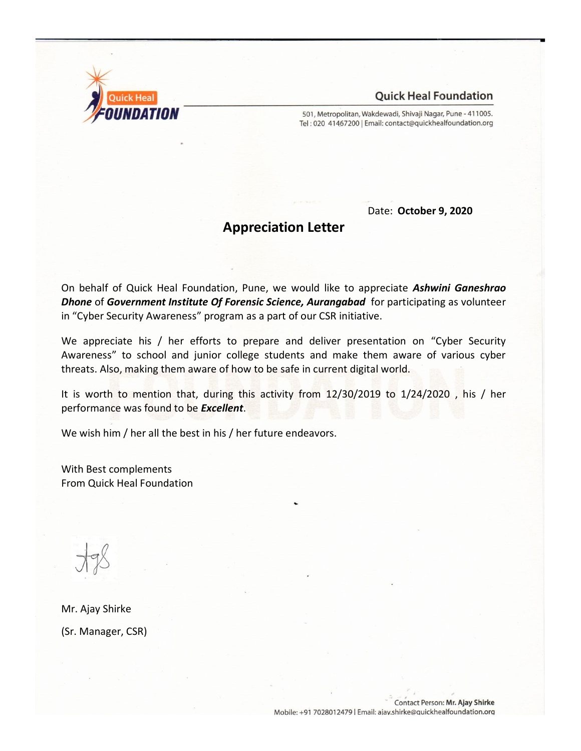Quick Heal FOUNDATION

**Quick Heal Foundation**

501, Metropolitan, Wakdewadi, Shivaji Nagar, Pune - 411005.
Tel : 020 41467200 | Email: contact@quickhealfoundation.org

Date: **October 9, 2020**

## Appreciation Letter

On behalf of Quick Heal Foundation, Pune, we would like to appreciate ***Ashwini Ganeshrao Dhone*** of ***Government Institute Of Forensic Science, Aurangabad*** for participating as volunteer in “Cyber Security Awareness” program as a part of our CSR initiative.

We appreciate his / her efforts to prepare and deliver presentation on “Cyber Security Awareness” to school and junior college students and make them aware of various cyber threats. Also, making them aware of how to be safe in current digital world.

It is worth to mention that, during this activity from 12/30/2019 to 1/24/2020 , his / her performance was found to be ***Excellent***.

We wish him / her all the best in his / her future endeavors.

With Best complements
From Quick Heal Foundation

Mr. Ajay Shirke

(Sr. Manager, CSR)

Contact Person: **Mr. Ajay Shirke**
Mobile: +91 7028012479 | Email: ajay.shirke@quickhealfoundation.org